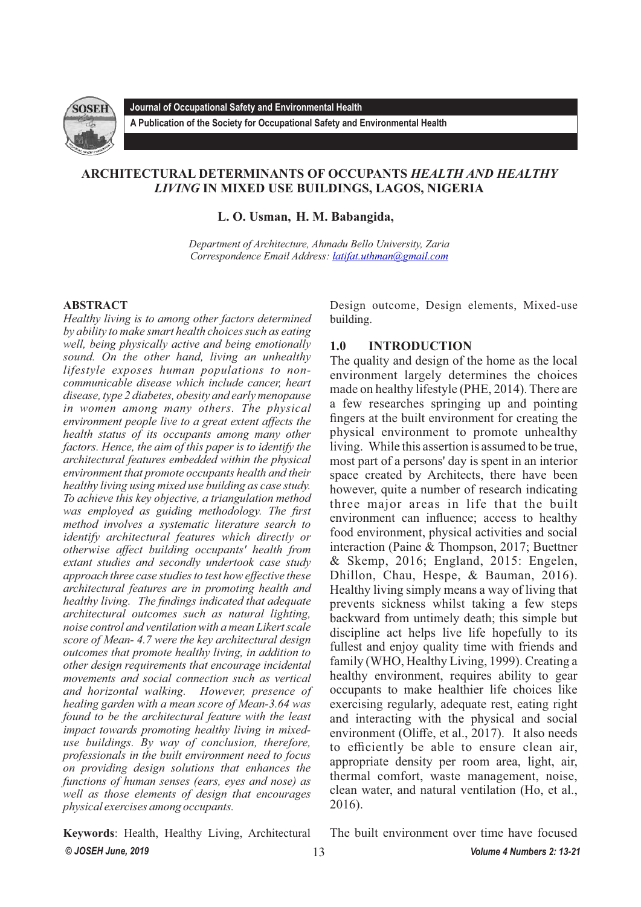Journal of Occupational Safety and Environmental Health

A Publication of the Society for Occupational Safety and Environmental Health

# ARCHITECTURAL DETERMINANTS OF OCCUPANTS *HEALTH AND HEALTHY LIVING* IN MIXED USE BUILDINGS, LAGOS, NIGERIA

**L. O. Usman, H. M. Babangida,**

*Department of Architecture, Ahmadu Bello University, Zaria*
*Correspondence Email Address: latifat.uthman@gmail.com*

## ABSTRACT

*Healthy living is to among other factors determined by ability to make smart health choices such as eating well, being physically active and being emotionally sound. On the other hand, living an unhealthy lifestyle exposes human populations to non-communicable disease which include cancer, heart disease, type 2 diabetes, obesity and early menopause in women among many others. The physical environment people live to a great extent affects the health status of its occupants among many other factors. Hence, the aim of this paper is to identify the architectural features embedded within the physical environment that promote occupants health and their healthy living using mixed use building as case study. To achieve this key objective, a triangulation method was employed as guiding methodology. The first method involves a systematic literature search to identify architectural features which directly or otherwise affect building occupants' health from extant studies and secondly undertook case study approach three case studies to test how effective these architectural features are in promoting health and healthy living. The findings indicated that adequate architectural outcomes such as natural lighting, noise control and ventilation with a mean Likert scale score of Mean- 4.7 were the key architectural design outcomes that promote healthy living, in addition to other design requirements that encourage incidental movements and social connection such as vertical and horizontal walking. However, presence of healing garden with a mean score of Mean-3.64 was found to be the architectural feature with the least impact towards promoting healthy living in mixed-use buildings. By way of conclusion, therefore, professionals in the built environment need to focus on providing design solutions that enhances the functions of human senses (ears, eyes and nose) as well as those elements of design that encourages physical exercises among occupants.*

**Keywords**: Health, Healthy Living, Architectural Design outcome, Design elements, Mixed-use building.

## 1.0 INTRODUCTION

The quality and design of the home as the local environment largely determines the choices made on healthy lifestyle (PHE, 2014). There are a few researches springing up and pointing fingers at the built environment for creating the physical environment to promote unhealthy living. While this assertion is assumed to be true, most part of a persons' day is spent in an interior space created by Architects, there have been however, quite a number of research indicating three major areas in life that the built environment can influence; access to healthy food environment, physical activities and social interaction (Paine & Thompson, 2017; Buettner & Skemp, 2016; England, 2015: Engelen, Dhillon, Chau, Hespe, & Bauman, 2016). Healthy living simply means a way of living that prevents sickness whilst taking a few steps backward from untimely death; this simple but discipline act helps live life hopefully to its fullest and enjoy quality time with friends and family (WHO, Healthy Living, 1999). Creating a healthy environment, requires ability to gear occupants to make healthier life choices like exercising regularly, adequate rest, eating right and interacting with the physical and social environment (Oliffe, et al., 2017). It also needs to efficiently be able to ensure clean air, appropriate density per room area, light, air, thermal comfort, waste management, noise, clean water, and natural ventilation (Ho, et al., 2016).

The built environment over time have focused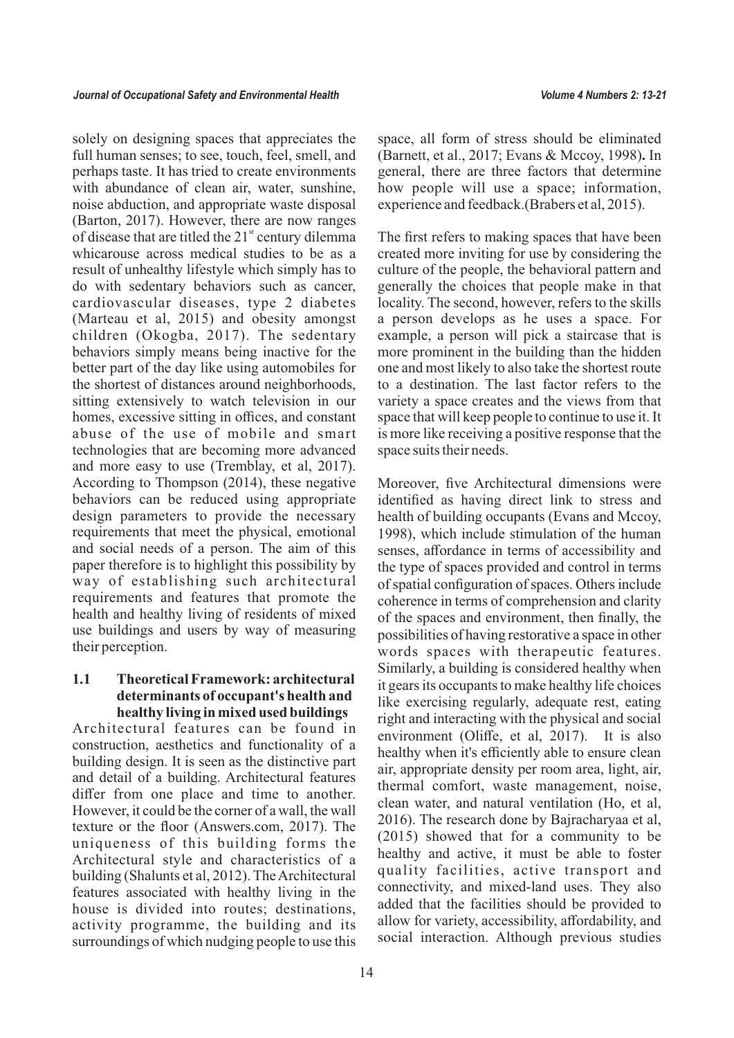solely on designing spaces that appreciates the full human senses; to see, touch, feel, smell, and perhaps taste. It has tried to create environments with abundance of clean air, water, sunshine, noise abduction, and appropriate waste disposal (Barton, 2017). However, there are now ranges of disease that are titled the 21st century dilemma whicarouse across medical studies to be as a result of unhealthy lifestyle which simply has to do with sedentary behaviors such as cancer, cardiovascular diseases, type 2 diabetes (Marteau et al, 2015) and obesity amongst children (Okogba, 2017). The sedentary behaviors simply means being inactive for the better part of the day like using automobiles for the shortest of distances around neighborhoods, sitting extensively to watch television in our homes, excessive sitting in offices, and constant abuse of the use of mobile and smart technologies that are becoming more advanced and more easy to use (Tremblay, et al, 2017). According to Thompson (2014), these negative behaviors can be reduced using appropriate design parameters to provide the necessary requirements that meet the physical, emotional and social needs of a person. The aim of this paper therefore is to highlight this possibility by way of establishing such architectural requirements and features that promote the health and healthy living of residents of mixed use buildings and users by way of measuring their perception.

### 1.1 Theoretical Framework: architectural determinants of occupant's health and healthy living in mixed used buildings

Architectural features can be found in construction, aesthetics and functionality of a building design. It is seen as the distinctive part and detail of a building. Architectural features differ from one place and time to another. However, it could be the corner of a wall, the wall texture or the floor (Answers.com, 2017). The uniqueness of this building forms the Architectural style and characteristics of a building (Shalunts et al, 2012). The Architectural features associated with healthy living in the house is divided into routes; destinations, activity programme, the building and its surroundings of which nudging people to use this space, all form of stress should be eliminated (Barnett, et al., 2017; Evans & Mccoy, 1998). In general, there are three factors that determine how people will use a space; information, experience and feedback.(Brabers et al, 2015).

The first refers to making spaces that have been created more inviting for use by considering the culture of the people, the behavioral pattern and generally the choices that people make in that locality. The second, however, refers to the skills a person develops as he uses a space. For example, a person will pick a staircase that is more prominent in the building than the hidden one and most likely to also take the shortest route to a destination. The last factor refers to the variety a space creates and the views from that space that will keep people to continue to use it. It is more like receiving a positive response that the space suits their needs.

Moreover, five Architectural dimensions were identified as having direct link to stress and health of building occupants (Evans and Mccoy, 1998), which include stimulation of the human senses, affordance in terms of accessibility and the type of spaces provided and control in terms of spatial configuration of spaces. Others include coherence in terms of comprehension and clarity of the spaces and environment, then finally, the possibilities of having restorative a space in other words spaces with therapeutic features. Similarly, a building is considered healthy when it gears its occupants to make healthy life choices like exercising regularly, adequate rest, eating right and interacting with the physical and social environment (Oliffe, et al, 2017). It is also healthy when it's efficiently able to ensure clean air, appropriate density per room area, light, air, thermal comfort, waste management, noise, clean water, and natural ventilation (Ho, et al, 2016). The research done by Bajracharyaa et al, (2015) showed that for a community to be healthy and active, it must be able to foster quality facilities, active transport and connectivity, and mixed-land uses. They also added that the facilities should be provided to allow for variety, accessibility, affordability, and social interaction. Although previous studies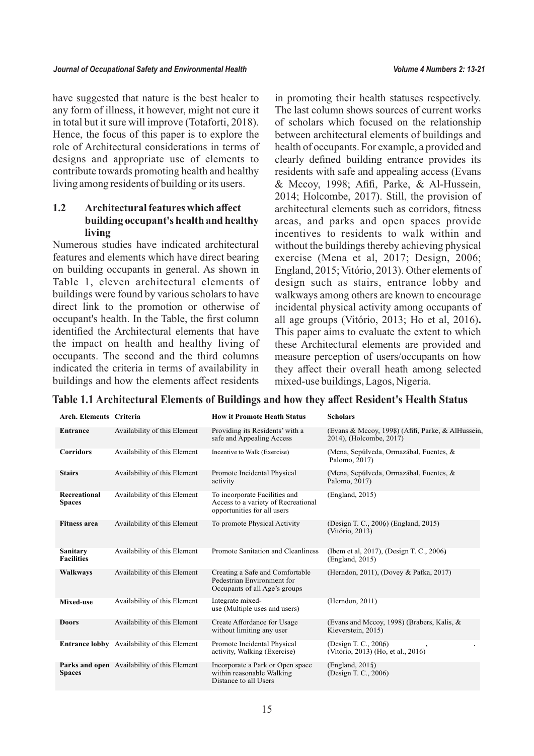have suggested that nature is the best healer to any form of illness, it however, might not cure it in total but it sure will improve (Totaforti, 2018). Hence, the focus of this paper is to explore the role of Architectural considerations in terms of designs and appropriate use of elements to contribute towards promoting health and healthy living among residents of building or its users.

### 1.2 Architectural features which affect building occupant's health and healthy living

Numerous studies have indicated architectural features and elements which have direct bearing on building occupants in general. As shown in Table 1, eleven architectural elements of buildings were found by various scholars to have direct link to the promotion or otherwise of occupant's health. In the Table, the first column identified the Architectural elements that have the impact on health and healthy living of occupants. The second and the third columns indicated the criteria in terms of availability in buildings and how the elements affect residents in promoting their health statuses respectively. The last column shows sources of current works of scholars which focused on the relationship between architectural elements of buildings and health of occupants. For example, a provided and clearly defined building entrance provides its residents with safe and appealing access (Evans & Mccoy, 1998; Afifi, Parke, & Al-Hussein, 2014; Holcombe, 2017). Still, the provision of architectural elements such as corridors, fitness areas, and parks and open spaces provide incentives to residents to walk within and without the buildings thereby achieving physical exercise (Mena et al, 2017; Design, 2006; England, 2015; Vitório, 2013). Other elements of design such as stairs, entrance lobby and walkways among others are known to encourage incidental physical activity among occupants of all age groups (Vitório, 2013; Ho et al, 2016). This paper aims to evaluate the extent to which these Architectural elements are provided and measure perception of users/occupants on how they affect their overall heath among selected mixed-use buildings, Lagos, Nigeria.

**Table 1.1 Architectural Elements of Buildings and how they affect Resident's Health Status**

| Arch. Elements | Criteria | How it Promote Heath Status | Scholars |
|---|---|---|---|
| **Entrance** | Availability of this Element | Providing its Residents' with a safe and Appealing Access | (Evans & Mccoy, 1998) (Afifi, Parke, & AlHussein, 2014), (Holcombe, 2017) |
| **Corridors** | Availability of this Element | Incentive to Walk (Exercise) | (Mena, Sepúlveda, Ormazábal, Fuentes, & Palomo, 2017) |
| **Stairs** | Availability of this Element | Promote Incidental Physical activity | (Mena, Sepúlveda, Ormazábal, Fuentes, & Palomo, 2017) |
| **Recreational Spaces** | Availability of this Element | To incorporate Facilities and Access to a variety of Recreational opportunities for all users | (England, 2015) |
| **Fitness area** | Availability of this Element | To promote Physical Activity | (Design T. C., 2006) (England, 2015) (Vitório, 2013) |
| **Sanitary Facilities** | Availability of this Element | Promote Sanitation and Cleanliness | (Ibem et al, 2017), (Design T. C., 2006) (England, 2015) |
| **Walkways** | Availability of this Element | Creating a Safe and Comfortable Pedestrian Environment for Occupants of all Age's groups | (Herndon, 2011), (Dovey & Pafka, 2017) |
| **Mixed-use** | Availability of this Element | Integrate mixed-use (Multiple uses and users) | (Herndon, 2011) |
| **Doors** | Availability of this Element | Create Affordance for Usage without limiting any user | (Evans and Mccoy, 1998) (Brabers, Kalis, & Kieverstein, 2015) |
| **Entrance lobby** | Availability of this Element | Promote Incidental Physical activity, Walking (Exercise) | (Design T. C., 2006) (Vitório, 2013) (Ho, et al., 2016) |
| **Parks and open Spaces** | Availability of this Element | Incorporate a Park or Open space within reasonable Walking Distance to all Users | (England, 2015) (Design T. C., 2006) |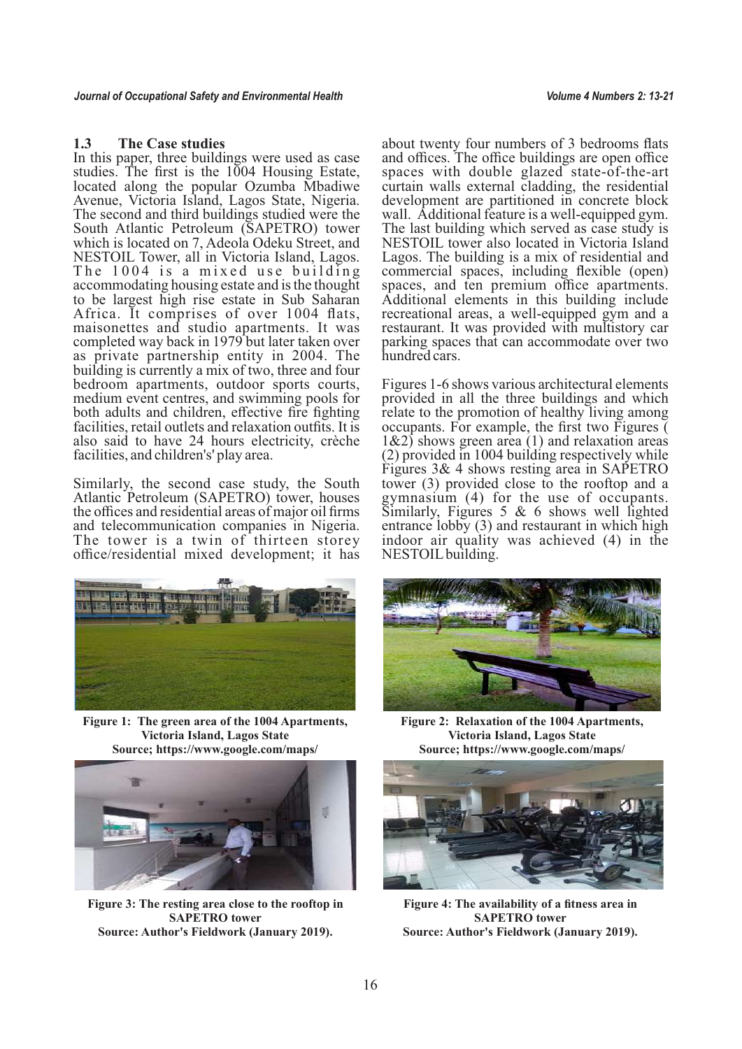### 1.3 The Case studies

In this paper, three buildings were used as case studies. The first is the 1004 Housing Estate, located along the popular Ozumba Mbadiwe Avenue, Victoria Island, Lagos State, Nigeria. The second and third buildings studied were the South Atlantic Petroleum (SAPETRO) tower which is located on 7, Adeola Odeku Street, and NESTOIL Tower, all in Victoria Island, Lagos. The 1004 is a mixed use building accommodating housing estate and is the thought to be largest high rise estate in Sub Saharan Africa. It comprises of over 1004 flats, maisonettes and studio apartments. It was completed way back in 1979 but later taken over as private partnership entity in 2004. The building is currently a mix of two, three and four bedroom apartments, outdoor sports courts, medium event centres, and swimming pools for both adults and children, effective fire fighting facilities, retail outlets and relaxation outfits. It is also said to have 24 hours electricity, crèche facilities, and children's' play area.

Similarly, the second case study, the South Atlantic Petroleum (SAPETRO) tower, houses the offices and residential areas of major oil firms and telecommunication companies in Nigeria. The tower is a twin of thirteen storey office/residential mixed development; it has about twenty four numbers of 3 bedrooms flats and offices. The office buildings are open office spaces with double glazed state-of-the-art curtain walls external cladding, the residential development are partitioned in concrete block wall. Additional feature is a well-equipped gym. The last building which served as case study is NESTOIL tower also located in Victoria Island Lagos. The building is a mix of residential and commercial spaces, including flexible (open) spaces, and ten premium office apartments. Additional elements in this building include recreational areas, a well-equipped gym and a restaurant. It was provided with multistory car parking spaces that can accommodate over two hundred cars.

Figures 1-6 shows various architectural elements provided in all the three buildings and which relate to the promotion of healthy living among occupants. For example, the first two Figures (1&2) shows green area (1) and relaxation areas (2) provided in 1004 building respectively while Figures 3& 4 shows resting area in SAPETRO tower (3) provided close to the rooftop and a gymnasium (4) for the use of occupants. Similarly, Figures 5 & 6 shows well lighted entrance lobby (3) and restaurant in which high indoor air quality was achieved (4) in the NESTOIL building.

**Figure 1: The green area of the 1004 Apartments, Victoria Island, Lagos State**
**Source; https://www.google.com/maps/**

**Figure 2: Relaxation of the 1004 Apartments, Victoria Island, Lagos State**
**Source; https://www.google.com/maps/**

**Figure 3: The resting area close to the rooftop in SAPETRO tower**
**Source: Author's Fieldwork (January 2019).**

**Figure 4: The availability of a fitness area in SAPETRO tower**
**Source: Author's Fieldwork (January 2019).**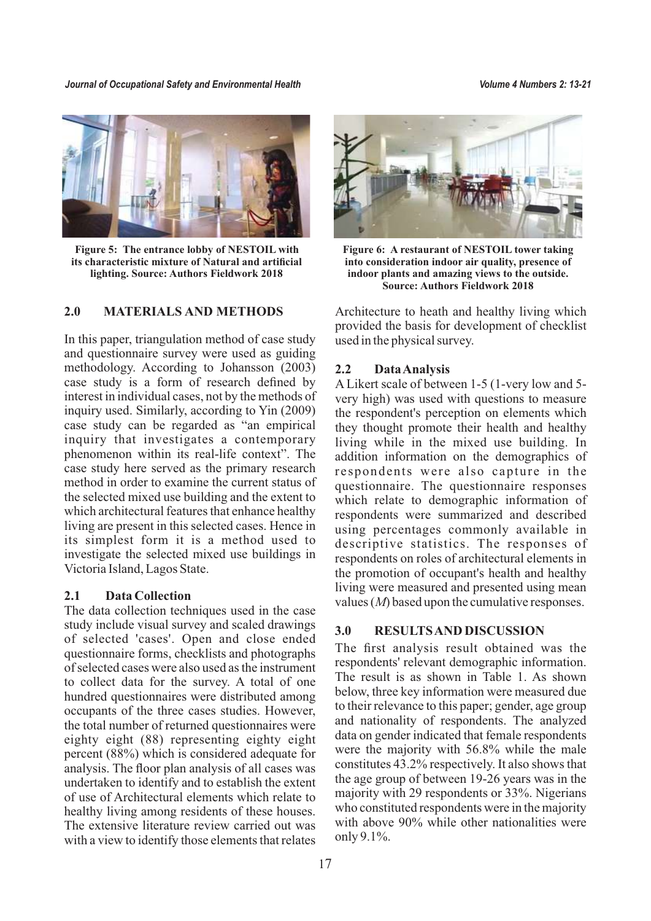**Figure 5: The entrance lobby of NESTOIL with its characteristic mixture of Natural and artificial lighting. Source: Authors Fieldwork 2018**

**Figure 6: A restaurant of NESTOIL tower taking into consideration indoor air quality, presence of indoor plants and amazing views to the outside. Source: Authors Fieldwork 2018**

## 2.0 MATERIALS AND METHODS

In this paper, triangulation method of case study and questionnaire survey were used as guiding methodology. According to Johansson (2003) case study is a form of research defined by interest in individual cases, not by the methods of inquiry used. Similarly, according to Yin (2009) case study can be regarded as "an empirical inquiry that investigates a contemporary phenomenon within its real-life context". The case study here served as the primary research method in order to examine the current status of the selected mixed use building and the extent to which architectural features that enhance healthy living are present in this selected cases. Hence in its simplest form it is a method used to investigate the selected mixed use buildings in Victoria Island, Lagos State.

### 2.1 Data Collection

The data collection techniques used in the case study include visual survey and scaled drawings of selected 'cases'. Open and close ended questionnaire forms, checklists and photographs of selected cases were also used as the instrument to collect data for the survey. A total of one hundred questionnaires were distributed among occupants of the three cases studies. However, the total number of returned questionnaires were eighty eight (88) representing eighty eight percent (88%) which is considered adequate for analysis. The floor plan analysis of all cases was undertaken to identify and to establish the extent of use of Architectural elements which relate to healthy living among residents of these houses. The extensive literature review carried out was with a view to identify those elements that relates Architecture to heath and healthy living which provided the basis for development of checklist used in the physical survey.

### 2.2 Data Analysis

A Likert scale of between 1-5 (1-very low and 5-very high) was used with questions to measure the respondent's perception on elements which they thought promote their health and healthy living while in the mixed use building. In addition information on the demographics of respondents were also capture in the questionnaire. The questionnaire responses which relate to demographic information of respondents were summarized and described using percentages commonly available in descriptive statistics. The responses of respondents on roles of architectural elements in the promotion of occupant's health and healthy living were measured and presented using mean values (*M*) based upon the cumulative responses.

## 3.0 RESULTS AND DISCUSSION

The first analysis result obtained was the respondents' relevant demographic information. The result is as shown in Table 1. As shown below, three key information were measured due to their relevance to this paper; gender, age group and nationality of respondents. The analyzed data on gender indicated that female respondents were the majority with 56.8% while the male constitutes 43.2% respectively. It also shows that the age group of between 19-26 years was in the majority with 29 respondents or 33%. Nigerians who constituted respondents were in the majority with above 90% while other nationalities were only 9.1%.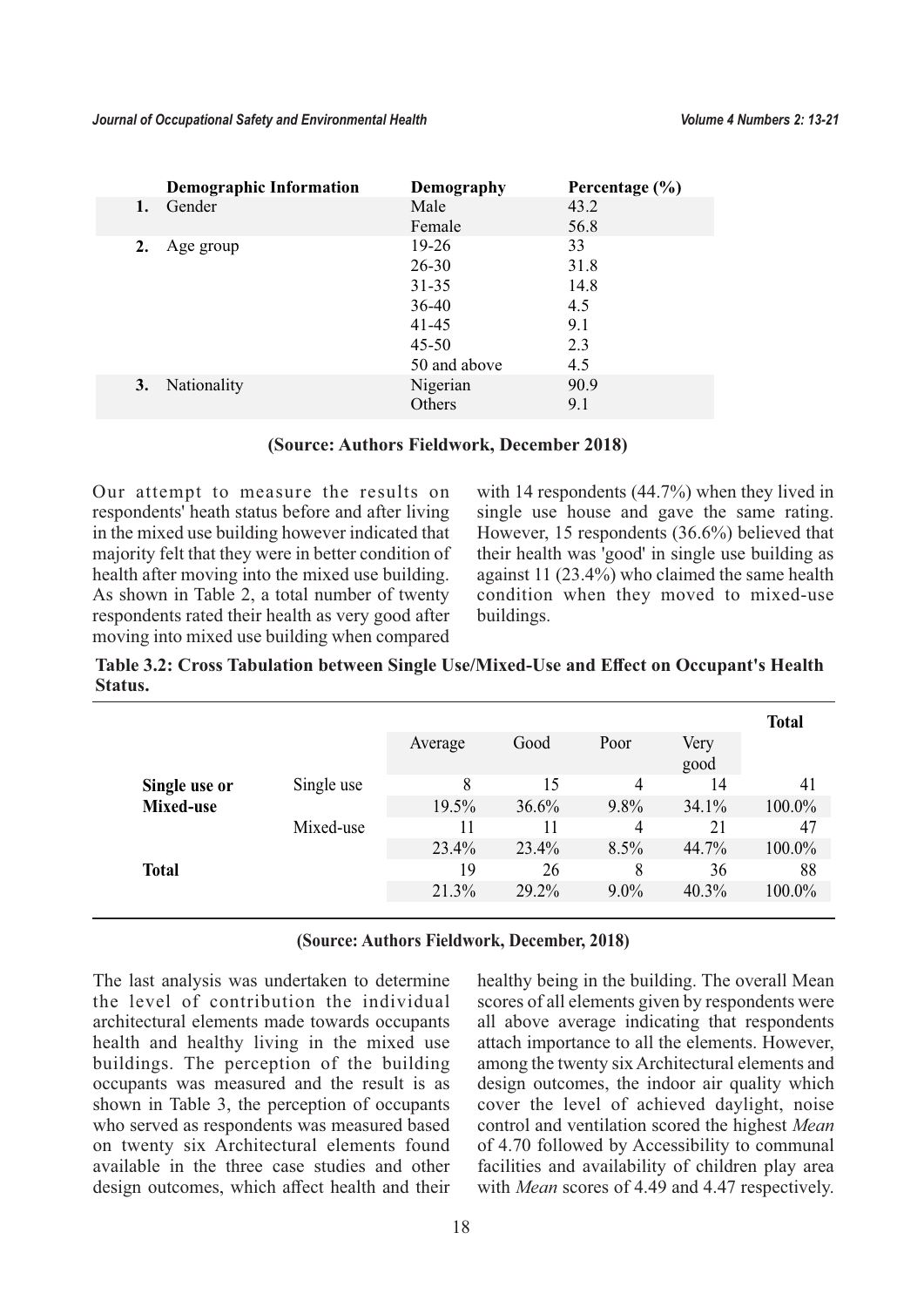| | Demographic Information | Demography | Percentage (%) |
|---|---|---|---|
| **1.** | Gender | Male | 43.2 |
| | | Female | 56.8 |
| **2.** | Age group | 19-26 | 33 |
| | | 26-30 | 31.8 |
| | | 31-35 | 14.8 |
| | | 36-40 | 4.5 |
| | | 41-45 | 9.1 |
| | | 45-50 | 2.3 |
| | | 50 and above | 4.5 |
| **3.** | Nationality | Nigerian | 90.9 |
| | | Others | 9.1 |

**(Source: Authors Fieldwork, December 2018)**

Our attempt to measure the results on respondents' heath status before and after living in the mixed use building however indicated that majority felt that they were in better condition of health after moving into the mixed use building. As shown in Table 2, a total number of twenty respondents rated their health as very good after moving into mixed use building when compared with 14 respondents (44.7%) when they lived in single use house and gave the same rating. However, 15 respondents (36.6%) believed that their health was 'good' in single use building as against 11 (23.4%) who claimed the same health condition when they moved to mixed-use buildings.

**Table 3.2: Cross Tabulation between Single Use/Mixed-Use and Effect on Occupant's Health Status.**

| | | Average | Good | Poor | Very good | Total |
|---|---|---|---|---|---|---|
| **Single use or Mixed-use** | Single use | 8 | 15 | 4 | 14 | 41 |
| | | 19.5% | 36.6% | 9.8% | 34.1% | 100.0% |
| | Mixed-use | 11 | 11 | 4 | 21 | 47 |
| | | 23.4% | 23.4% | 8.5% | 44.7% | 100.0% |
| **Total** | | 19 | 26 | 8 | 36 | 88 |
| | | 21.3% | 29.2% | 9.0% | 40.3% | 100.0% |

**(Source: Authors Fieldwork, December, 2018)**

The last analysis was undertaken to determine the level of contribution the individual architectural elements made towards occupants health and healthy living in the mixed use buildings. The perception of the building occupants was measured and the result is as shown in Table 3, the perception of occupants who served as respondents was measured based on twenty six Architectural elements found available in the three case studies and other design outcomes, which affect health and their healthy being in the building. The overall Mean scores of all elements given by respondents were all above average indicating that respondents attach importance to all the elements. However, among the twenty six Architectural elements and design outcomes, the indoor air quality which cover the level of achieved daylight, noise control and ventilation scored the highest *Mean* of 4.70 followed by Accessibility to communal facilities and availability of children play area with *Mean* scores of 4.49 and 4.47 respectively.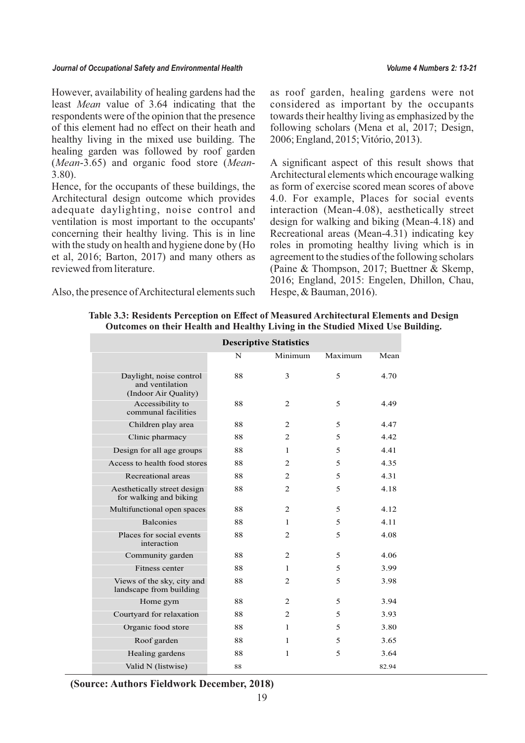However, availability of healing gardens had the least *Mean* value of 3.64 indicating that the respondents were of the opinion that the presence of this element had no effect on their heath and healthy living in the mixed use building. The healing garden was followed by roof garden (*Mean*-3.65) and organic food store (*Mean*-3.80).

Hence, for the occupants of these buildings, the Architectural design outcome which provides adequate daylighting, noise control and ventilation is most important to the occupants' concerning their healthy living. This is in line with the study on health and hygiene done by (Ho et al, 2016; Barton, 2017) and many others as reviewed from literature.

Also, the presence of Architectural elements such as roof garden, healing gardens were not considered as important by the occupants towards their healthy living as emphasized by the following scholars (Mena et al, 2017; Design, 2006; England, 2015; Vitório, 2013).

A significant aspect of this result shows that Architectural elements which encourage walking as form of exercise scored mean scores of above 4.0. For example, Places for social events interaction (Mean-4.08), aesthetically street design for walking and biking (Mean-4.18) and Recreational areas (Mean-4.31) indicating key roles in promoting healthy living which is in agreement to the studies of the following scholars (Paine & Thompson, 2017; Buettner & Skemp, 2016; England, 2015: Engelen, Dhillon, Chau, Hespe, & Bauman, 2016).

**Table 3.3: Residents Perception on Effect of Measured Architectural Elements and Design Outcomes on their Health and Healthy Living in the Studied Mixed Use Building.**

| Descriptive Statistics | | | | |
|---|---|---|---|---|
| | N | Minimum | Maximum | Mean |
| Daylight, noise control and ventilation (Indoor Air Quality) | 88 | 3 | 5 | 4.70 |
| Accessibility to communal facilities | 88 | 2 | 5 | 4.49 |
| Children play area | 88 | 2 | 5 | 4.47 |
| Clinic pharmacy | 88 | 2 | 5 | 4.42 |
| Design for all age groups | 88 | 1 | 5 | 4.41 |
| Access to health food stores | 88 | 2 | 5 | 4.35 |
| Recreational areas | 88 | 2 | 5 | 4.31 |
| Aesthetically street design for walking and biking | 88 | 2 | 5 | 4.18 |
| Multifunctional open spaces | 88 | 2 | 5 | 4.12 |
| Balconies | 88 | 1 | 5 | 4.11 |
| Places for social events interaction | 88 | 2 | 5 | 4.08 |
| Community garden | 88 | 2 | 5 | 4.06 |
| Fitness center | 88 | 1 | 5 | 3.99 |
| Views of the sky, city and landscape from building | 88 | 2 | 5 | 3.98 |
| Home gym | 88 | 2 | 5 | 3.94 |
| Courtyard for relaxation | 88 | 2 | 5 | 3.93 |
| Organic food store | 88 | 1 | 5 | 3.80 |
| Roof garden | 88 | 1 | 5 | 3.65 |
| Healing gardens | 88 | 1 | 5 | 3.64 |
| Valid N (listwise) | 88 | | | 82.94 |

**(Source: Authors Fieldwork December, 2018)**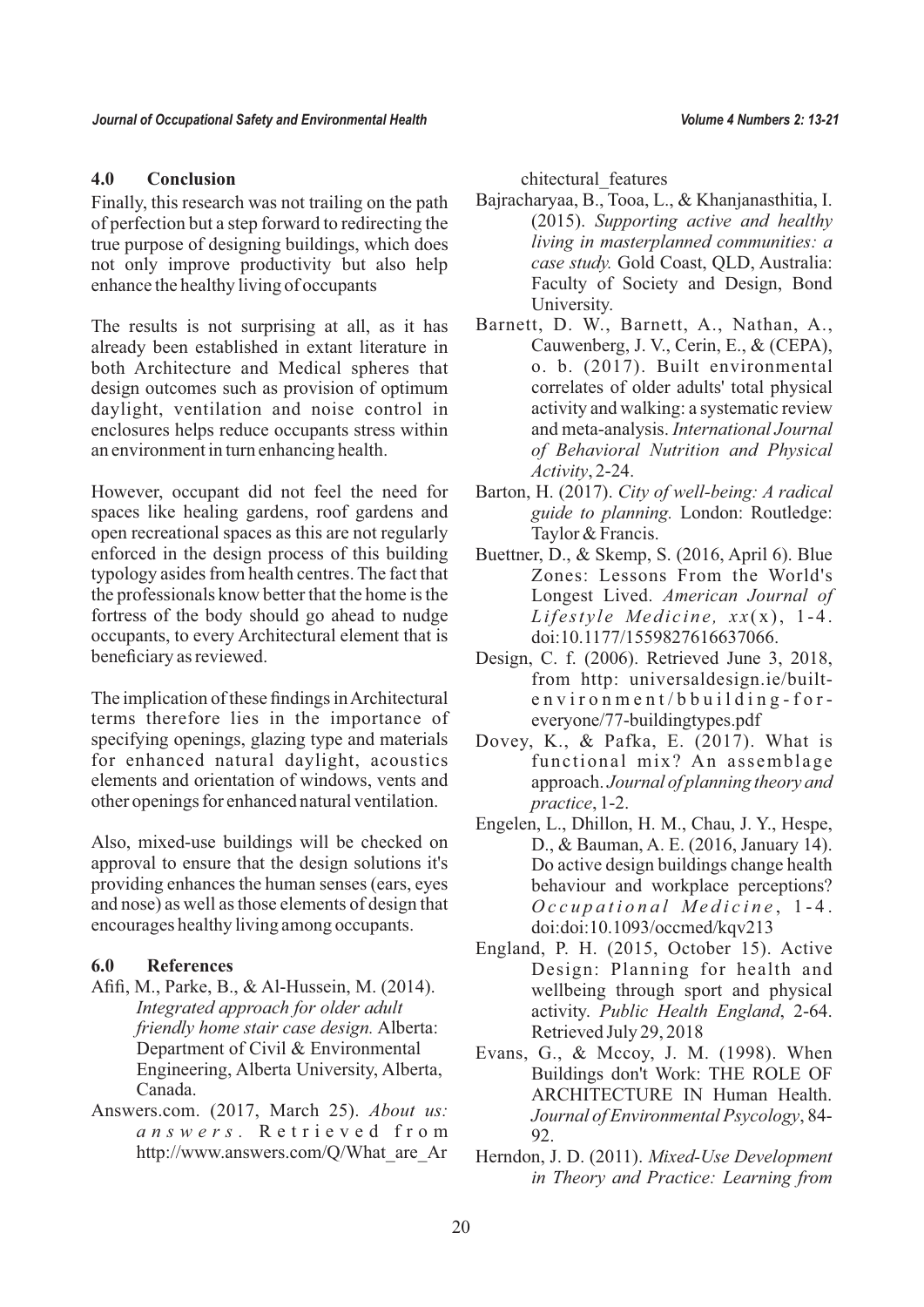## 4.0 Conclusion

Finally, this research was not trailing on the path of perfection but a step forward to redirecting the true purpose of designing buildings, which does not only improve productivity but also help enhance the healthy living of occupants

The results is not surprising at all, as it has already been established in extant literature in both Architecture and Medical spheres that design outcomes such as provision of optimum daylight, ventilation and noise control in enclosures helps reduce occupants stress within an environment in turn enhancing health.

However, occupant did not feel the need for spaces like healing gardens, roof gardens and open recreational spaces as this are not regularly enforced in the design process of this building typology asides from health centres. The fact that the professionals know better that the home is the fortress of the body should go ahead to nudge occupants, to every Architectural element that is beneficiary as reviewed.

The implication of these findings in Architectural terms therefore lies in the importance of specifying openings, glazing type and materials for enhanced natural daylight, acoustics elements and orientation of windows, vents and other openings for enhanced natural ventilation.

Also, mixed-use buildings will be checked on approval to ensure that the design solutions it's providing enhances the human senses (ears, eyes and nose) as well as those elements of design that encourages healthy living among occupants.

## 6.0 References

Afifi, M., Parke, B., & Al-Hussein, M. (2014). *Integrated approach for older adult friendly home stair case design.* Alberta: Department of Civil & Environmental Engineering, Alberta University, Alberta, Canada.

Answers.com. (2017, March 25). *About us: answers.* Retrieved from http://www.answers.com/Q/What_are_Architectural_features

Bajracharyaa, B., Tooa, L., & Khanjanasthitia, I. (2015). *Supporting active and healthy living in masterplanned communities: a case study.* Gold Coast, QLD, Australia: Faculty of Society and Design, Bond University.

Barnett, D. W., Barnett, A., Nathan, A., Cauwenberg, J. V., Cerin, E., & (CEPA), o. b. (2017). Built environmental correlates of older adults' total physical activity and walking: a systematic review and meta-analysis. *International Journal of Behavioral Nutrition and Physical Activity*, 2-24.

Barton, H. (2017). *City of well-being: A radical guide to planning.* London: Routledge: Taylor & Francis.

Buettner, D., & Skemp, S. (2016, April 6). Blue Zones: Lessons From the World's Longest Lived. *American Journal of Lifestyle Medicine, xx*(x), 1-4. doi:10.1177/1559827616637066.

Design, C. f. (2006). Retrieved June 3, 2018, from http: universaldesign.ie/built-environment/bbuilding-for-everyone/77-buildingtypes.pdf

Dovey, K., & Pafka, E. (2017). What is functional mix? An assemblage approach. *Journal of planning theory and practice*, 1-2.

Engelen, L., Dhillon, H. M., Chau, J. Y., Hespe, D., & Bauman, A. E. (2016, January 14). Do active design buildings change health behaviour and workplace perceptions? *Occupational Medicine*, 1-4. doi:doi:10.1093/occmed/kqv213

England, P. H. (2015, October 15). Active Design: Planning for health and wellbeing through sport and physical activity. *Public Health England*, 2-64. Retrieved July 29, 2018

Evans, G., & Mccoy, J. M. (1998). When Buildings don't Work: THE ROLE OF ARCHITECTURE IN Human Health. *Journal of Environmental Psycology*, 84-92.

Herndon, J. D. (2011). *Mixed-Use Development in Theory and Practice: Learning from*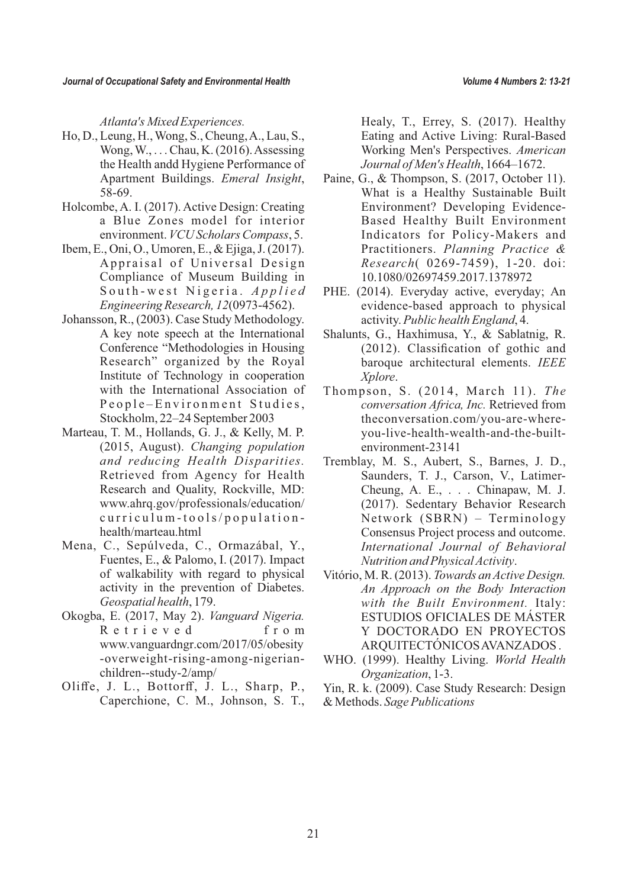*Atlanta's Mixed Experiences.*

Ho, D., Leung, H., Wong, S., Cheung, A., Lau, S., Wong, W., . . . Chau, K. (2016). Assessing the Health andd Hygiene Performance of Apartment Buildings. *Emeral Insight*, 58-69.

Holcombe, A. I. (2017). Active Design: Creating a Blue Zones model for interior environment. *VCU Scholars Compass*, 5.

Ibem, E., Oni, O., Umoren, E., & Ejiga, J. (2017). Appraisal of Universal Design Compliance of Museum Building in South-west Nigeria. *Applied Engineering Research, 12*(0973-4562).

Johansson, R., (2003). Case Study Methodology. A key note speech at the International Conference "Methodologies in Housing Research" organized by the Royal Institute of Technology in cooperation with the International Association of People–Environment Studies, Stockholm, 22–24 September 2003

Marteau, T. M., Hollands, G. J., & Kelly, M. P. (2015, August). *Changing population and reducing Health Disparities.* Retrieved from Agency for Health Research and Quality, Rockville, MD: www.ahrq.gov/professionals/education/curriculum-tools/population-health/marteau.html

Mena, C., Sepúlveda, C., Ormazábal, Y., Fuentes, E., & Palomo, I. (2017). Impact of walkability with regard to physical activity in the prevention of Diabetes. *Geospatial health*, 179.

Okogba, E. (2017, May 2). *Vanguard Nigeria.* Retrieved from www.vanguardngr.com/2017/05/obesity-overweight-rising-among-nigerian-children--study-2/amp/

Oliffe, J. L., Bottorff, J. L., Sharp, P., Caperchione, C. M., Johnson, S. T., Healy, T., Errey, S. (2017). Healthy Eating and Active Living: Rural-Based Working Men's Perspectives. *American Journal of Men's Health*, 1664–1672.

Paine, G., & Thompson, S. (2017, October 11). What is a Healthy Sustainable Built Environment? Developing Evidence-Based Healthy Built Environment Indicators for Policy-Makers and Practitioners. *Planning Practice & Research*( 0269-7459), 1-20. doi: 10.1080/02697459.2017.1378972

PHE. (2014). Everyday active, everyday; An evidence-based approach to physical activity. *Public health England*, 4.

Shalunts, G., Haxhimusa, Y., & Sablatnig, R. (2012). Classification of gothic and baroque architectural elements. *IEEE Xplore*.

Thompson, S. (2014, March 11). *The conversation Africa, Inc.* Retrieved from theconversation.com/you-are-where-you-live-health-wealth-and-the-built-environment-23141

Tremblay, M. S., Aubert, S., Barnes, J. D., Saunders, T. J., Carson, V., Latimer-Cheung, A. E., . . . Chinapaw, M. J. (2017). Sedentary Behavior Research Network (SBRN) – Terminology Consensus Project process and outcome. *International Journal of Behavioral Nutrition and Physical Activity*.

Vitório, M. R. (2013). *Towards an Active Design. An Approach on the Body Interaction with the Built Environment.* Italy: ESTUDIOS OFICIALES DE MÁSTER Y DOCTORADO EN PROYECTOS ARQUITECTÓNICOS AVANZADOS .

WHO. (1999). Healthy Living. *World Health Organization*, 1-3.

Yin, R. k. (2009). Case Study Research: Design & Methods. *Sage Publications*